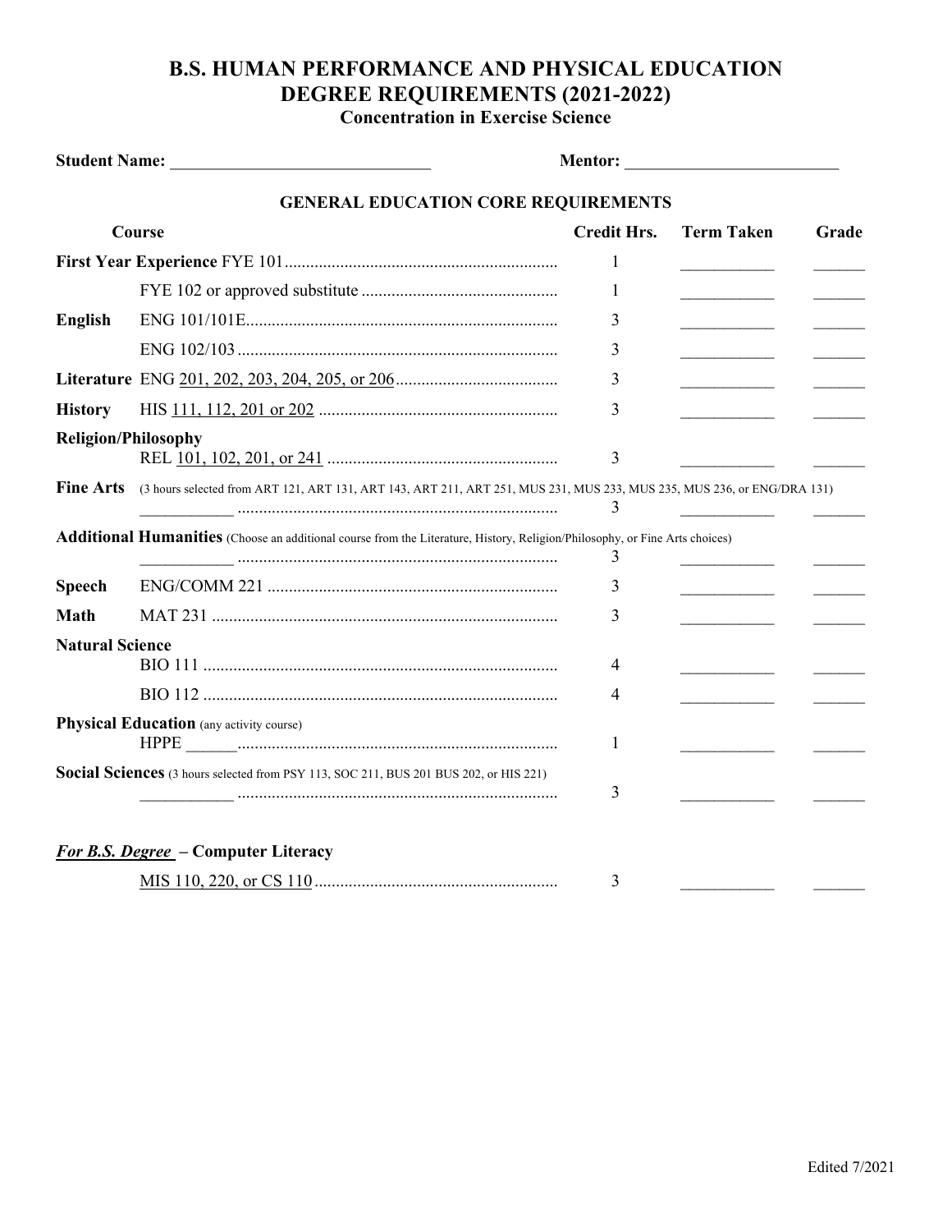# B.S. HUMAN PERFORMANCE AND PHYSICAL EDUCATION DEGREE REQUIREMENTS (2021-2022)

## Concentration in Exercise Science

**Student Name:** ______________________________ **Mentor:** ________________________

### GENERAL EDUCATION CORE REQUIREMENTS

| Course | | Credit Hrs. | Term Taken | Grade |
|---|---|---|---|---|
| **First Year Experience** | FYE 101 | 1 | ___________ | ______ |
| | FYE 102 or approved substitute | 1 | ___________ | ______ |
| **English** | ENG 101/101E | 3 | ___________ | ______ |
| | ENG 102/103 | 3 | ___________ | ______ |
| **Literature** | ENG 201, 202, 203, 204, 205, or 206 | 3 | ___________ | ______ |
| **History** | HIS 111, 112, 201 or 202 | 3 | ___________ | ______ |
| **Religion/Philosophy** | REL 101, 102, 201, or 241 | 3 | ___________ | ______ |
| **Fine Arts** (3 hours selected from ART 121, ART 131, ART 143, ART 211, ART 251, MUS 231, MUS 233, MUS 235, MUS 236, or ENG/DRA 131) | ___________ | 3 | ___________ | ______ |
| **Additional Humanities** (Choose an additional course from the Literature, History, Religion/Philosophy, or Fine Arts choices) | ___________ | 3 | ___________ | ______ |
| **Speech** | ENG/COMM 221 | 3 | ___________ | ______ |
| **Math** | MAT 231 | 3 | ___________ | ______ |
| **Natural Science** | BIO 111 | 4 | ___________ | ______ |
| | BIO 112 | 4 | ___________ | ______ |
| **Physical Education** (any activity course) | HPPE ______ | 1 | ___________ | ______ |
| **Social Sciences** (3 hours selected from PSY 113, SOC 211, BUS 201 BUS 202, or HIS 221) | ___________ | 3 | ___________ | ______ |

***For B.S. Degree*** **– Computer Literacy**

| Course | Credit Hrs. | Term Taken | Grade |
|---|---|---|---|
| MIS 110, 220, or CS 110 | 3 | ___________ | ______ |

Edited 7/2021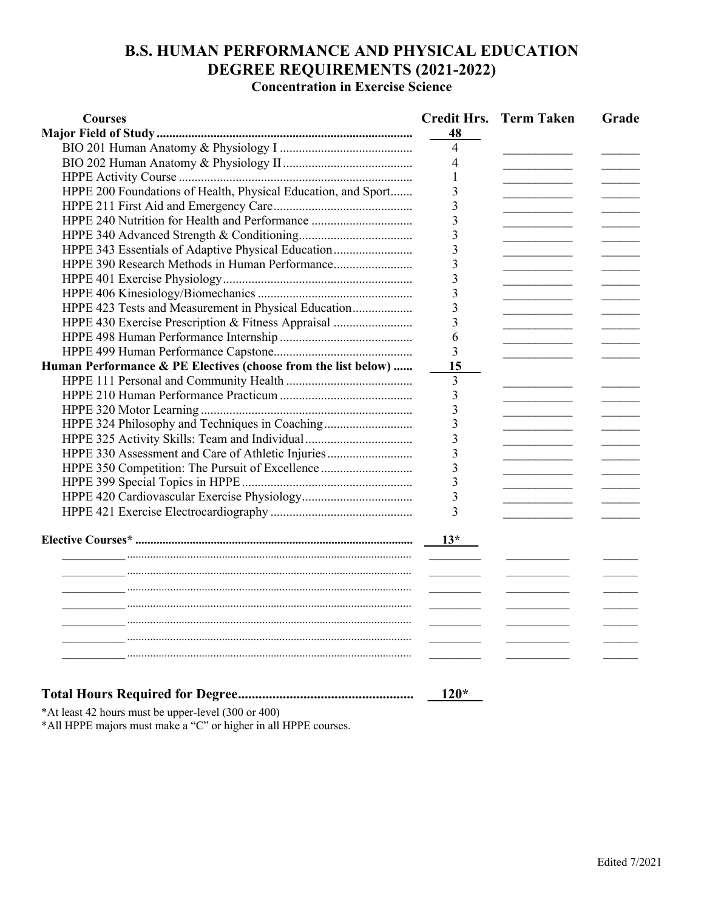# B.S. HUMAN PERFORMANCE AND PHYSICAL EDUCATION DEGREE REQUIREMENTS (2021-2022)

### Concentration in Exercise Science

| Courses | Credit Hrs. | Term Taken | Grade |
|---|---|---|---|
| **Major Field of Study** | **48** | | |
| BIO 201 Human Anatomy & Physiology I | 4 | | |
| BIO 202 Human Anatomy & Physiology II | 4 | | |
| HPPE Activity Course | 1 | | |
| HPPE 200 Foundations of Health, Physical Education, and Sport | 3 | | |
| HPPE 211 First Aid and Emergency Care | 3 | | |
| HPPE 240 Nutrition for Health and Performance | 3 | | |
| HPPE 340 Advanced Strength & Conditioning | 3 | | |
| HPPE 343 Essentials of Adaptive Physical Education | 3 | | |
| HPPE 390 Research Methods in Human Performance | 3 | | |
| HPPE 401 Exercise Physiology | 3 | | |
| HPPE 406 Kinesiology/Biomechanics | 3 | | |
| HPPE 423 Tests and Measurement in Physical Education | 3 | | |
| HPPE 430 Exercise Prescription & Fitness Appraisal | 3 | | |
| HPPE 498 Human Performance Internship | 6 | | |
| HPPE 499 Human Performance Capstone | 3 | | |
| **Human Performance & PE Electives (choose from the list below)** | **15** | | |
| HPPE 111 Personal and Community Health | 3 | | |
| HPPE 210 Human Performance Practicum | 3 | | |
| HPPE 320 Motor Learning | 3 | | |
| HPPE 324 Philosophy and Techniques in Coaching | 3 | | |
| HPPE 325 Activity Skills: Team and Individual | 3 | | |
| HPPE 330 Assessment and Care of Athletic Injuries | 3 | | |
| HPPE 350 Competition: The Pursuit of Excellence | 3 | | |
| HPPE 399 Special Topics in HPPE | 3 | | |
| HPPE 420 Cardiovascular Exercise Physiology | 3 | | |
| HPPE 421 Exercise Electrocardiography | 3 | | |
| **Elective Courses*** | **13*** | | |
| | | | |
| | | | |
| | | | |
| | | | |
| | | | |
| | | | |
| | | | |
| **Total Hours Required for Degree** | **120*** | | |

*At least 42 hours must be upper-level (300 or 400)

*All HPPE majors must make a "C" or higher in all HPPE courses.

Edited 7/2021